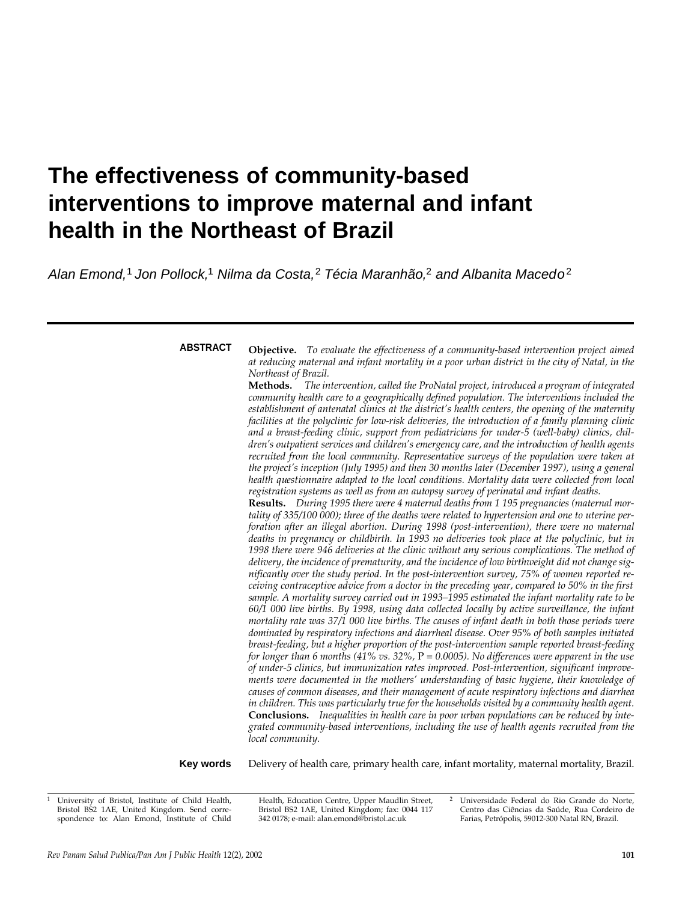# The effectiveness of community-based interventions to improve maternal and infant health in the Northeast of Brazil

*Alan Emond,[1] Jon Pollock,[1] Nilma da Costa,[2] Técia Maranhão,[2] and Albanita Macedo[2]*

---

**ABSTRACT**

**Objective.** *To evaluate the effectiveness of a community-based intervention project aimed at reducing maternal and infant mortality in a poor urban district in the city of Natal, in the Northeast of Brazil.*

**Methods.** *The intervention, called the ProNatal project, introduced a program of integrated community health care to a geographically defined population. The interventions included the establishment of antenatal clinics at the district's health centers, the opening of the maternity facilities at the polyclinic for low-risk deliveries, the introduction of a family planning clinic and a breast-feeding clinic, support from pediatricians for under-5 (well-baby) clinics, children's outpatient services and children's emergency care, and the introduction of health agents recruited from the local community. Representative surveys of the population were taken at the project's inception (July 1995) and then 30 months later (December 1997), using a general health questionnaire adapted to the local conditions. Mortality data were collected from local registration systems as well as from an autopsy survey of perinatal and infant deaths.*

**Results.** *During 1995 there were 4 maternal deaths from 1 195 pregnancies (maternal mortality of 335/100 000); three of the deaths were related to hypertension and one to uterine perforation after an illegal abortion. During 1998 (post-intervention), there were no maternal deaths in pregnancy or childbirth. In 1993 no deliveries took place at the polyclinic, but in 1998 there were 946 deliveries at the clinic without any serious complications. The method of delivery, the incidence of prematurity, and the incidence of low birthweight did not change significantly over the study period. In the post-intervention survey, 75% of women reported receiving contraceptive advice from a doctor in the preceding year, compared to 50% in the first sample. A mortality survey carried out in 1993–1995 estimated the infant mortality rate to be 60/1 000 live births. By 1998, using data collected locally by active surveillance, the infant mortality rate was 37/1 000 live births. The causes of infant death in both those periods were dominated by respiratory infections and diarrheal disease. Over 95% of both samples initiated breast-feeding, but a higher proportion of the post-intervention sample reported breast-feeding for longer than 6 months (41% vs. 32%,* P *= 0.0005). No differences were apparent in the use of under-5 clinics, but immunization rates improved. Post-intervention, significant improvements were documented in the mothers' understanding of basic hygiene, their knowledge of causes of common diseases, and their management of acute respiratory infections and diarrhea in children. This was particularly true for the households visited by a community health agent.*

**Conclusions.** *Inequalities in health care in poor urban populations can be reduced by integrated community-based interventions, including the use of health agents recruited from the local community.*

**Key words** Delivery of health care, primary health care, infant mortality, maternal mortality, Brazil.

---

[1] University of Bristol, Institute of Child Health, Bristol BS2 1AE, United Kingdom. Send correspondence to: Alan Emond, Institute of Child Health, Education Centre, Upper Maudlin Street, Bristol BS2 1AE, United Kingdom; fax: 0044 117 342 0178; e-mail: alan.emond@bristol.ac.uk

[2] Universidade Federal do Rio Grande do Norte, Centro das Ciências da Saúde, Rua Cordeiro de Farias, Petrópolis, 59012-300 Natal RN, Brazil.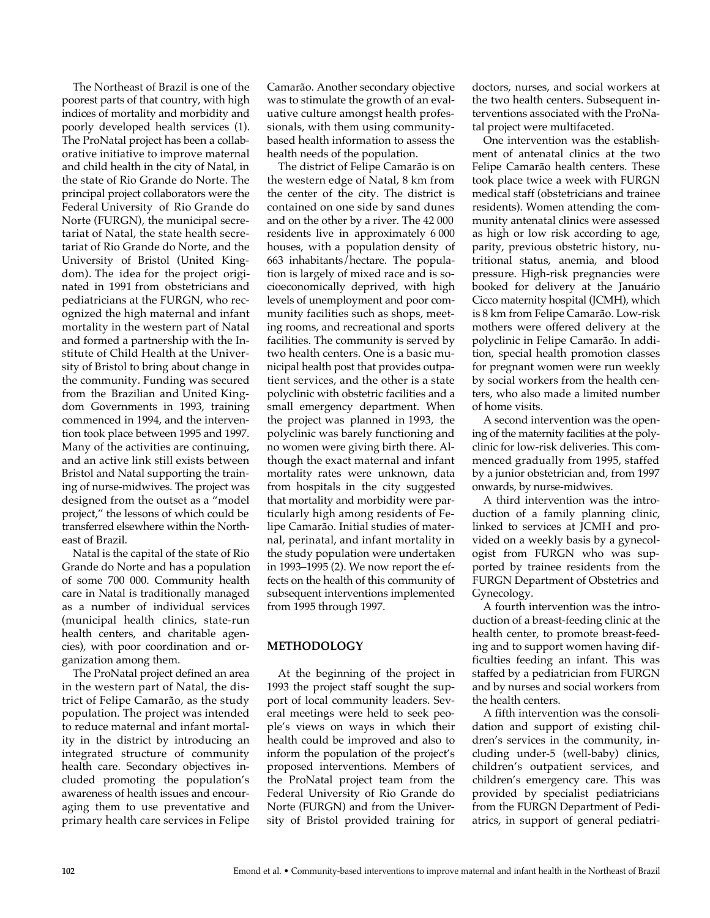The Northeast of Brazil is one of the poorest parts of that country, with high indices of mortality and morbidity and poorly developed health services (1). The ProNatal project has been a collaborative initiative to improve maternal and child health in the city of Natal, in the state of Rio Grande do Norte. The principal project collaborators were the Federal University of Rio Grande do Norte (FURGN), the municipal secretariat of Natal, the state health secretariat of Rio Grande do Norte, and the University of Bristol (United Kingdom). The idea for the project originated in 1991 from obstetricians and pediatricians at the FURGN, who recognized the high maternal and infant mortality in the western part of Natal and formed a partnership with the Institute of Child Health at the University of Bristol to bring about change in the community. Funding was secured from the Brazilian and United Kingdom Governments in 1993, training commenced in 1994, and the intervention took place between 1995 and 1997. Many of the activities are continuing, and an active link still exists between Bristol and Natal supporting the training of nurse-midwives. The project was designed from the outset as a "model project," the lessons of which could be transferred elsewhere within the Northeast of Brazil.

Natal is the capital of the state of Rio Grande do Norte and has a population of some 700 000. Community health care in Natal is traditionally managed as a number of individual services (municipal health clinics, state-run health centers, and charitable agencies), with poor coordination and organization among them.

The ProNatal project defined an area in the western part of Natal, the district of Felipe Camarão, as the study population. The project was intended to reduce maternal and infant mortality in the district by introducing an integrated structure of community health care. Secondary objectives included promoting the population's awareness of health issues and encouraging them to use preventative and primary health care services in Felipe Camarão. Another secondary objective was to stimulate the growth of an evaluative culture amongst health professionals, with them using community-based health information to assess the health needs of the population.

The district of Felipe Camarão is on the western edge of Natal, 8 km from the center of the city. The district is contained on one side by sand dunes and on the other by a river. The 42 000 residents live in approximately 6 000 houses, with a population density of 663 inhabitants/hectare. The population is largely of mixed race and is socioeconomically deprived, with high levels of unemployment and poor community facilities such as shops, meeting rooms, and recreational and sports facilities. The community is served by two health centers. One is a basic municipal health post that provides outpatient services, and the other is a state polyclinic with obstetric facilities and a small emergency department. When the project was planned in 1993, the polyclinic was barely functioning and no women were giving birth there. Although the exact maternal and infant mortality rates were unknown, data from hospitals in the city suggested that mortality and morbidity were particularly high among residents of Felipe Camarão. Initial studies of maternal, perinatal, and infant mortality in the study population were undertaken in 1993–1995 (2). We now report the effects on the health of this community of subsequent interventions implemented from 1995 through 1997.

## METHODOLOGY

At the beginning of the project in 1993 the project staff sought the support of local community leaders. Several meetings were held to seek people's views on ways in which their health could be improved and also to inform the population of the project's proposed interventions. Members of the ProNatal project team from the Federal University of Rio Grande do Norte (FURGN) and from the University of Bristol provided training for doctors, nurses, and social workers at the two health centers. Subsequent interventions associated with the ProNatal project were multifaceted.

One intervention was the establishment of antenatal clinics at the two Felipe Camarão health centers. These took place twice a week with FURGN medical staff (obstetricians and trainee residents). Women attending the community antenatal clinics were assessed as high or low risk according to age, parity, previous obstetric history, nutritional status, anemia, and blood pressure. High-risk pregnancies were booked for delivery at the Januário Cicco maternity hospital (JCMH), which is 8 km from Felipe Camarão. Low-risk mothers were offered delivery at the polyclinic in Felipe Camarão. In addition, special health promotion classes for pregnant women were run weekly by social workers from the health centers, who also made a limited number of home visits.

A second intervention was the opening of the maternity facilities at the polyclinic for low-risk deliveries. This commenced gradually from 1995, staffed by a junior obstetrician and, from 1997 onwards, by nurse-midwives.

A third intervention was the introduction of a family planning clinic, linked to services at JCMH and provided on a weekly basis by a gynecologist from FURGN who was supported by trainee residents from the FURGN Department of Obstetrics and Gynecology.

A fourth intervention was the introduction of a breast-feeding clinic at the health center, to promote breast-feeding and to support women having difficulties feeding an infant. This was staffed by a pediatrician from FURGN and by nurses and social workers from the health centers.

A fifth intervention was the consolidation and support of existing children's services in the community, including under-5 (well-baby) clinics, children's outpatient services, and children's emergency care. This was provided by specialist pediatricians from the FURGN Department of Pediatrics, in support of general pediatri-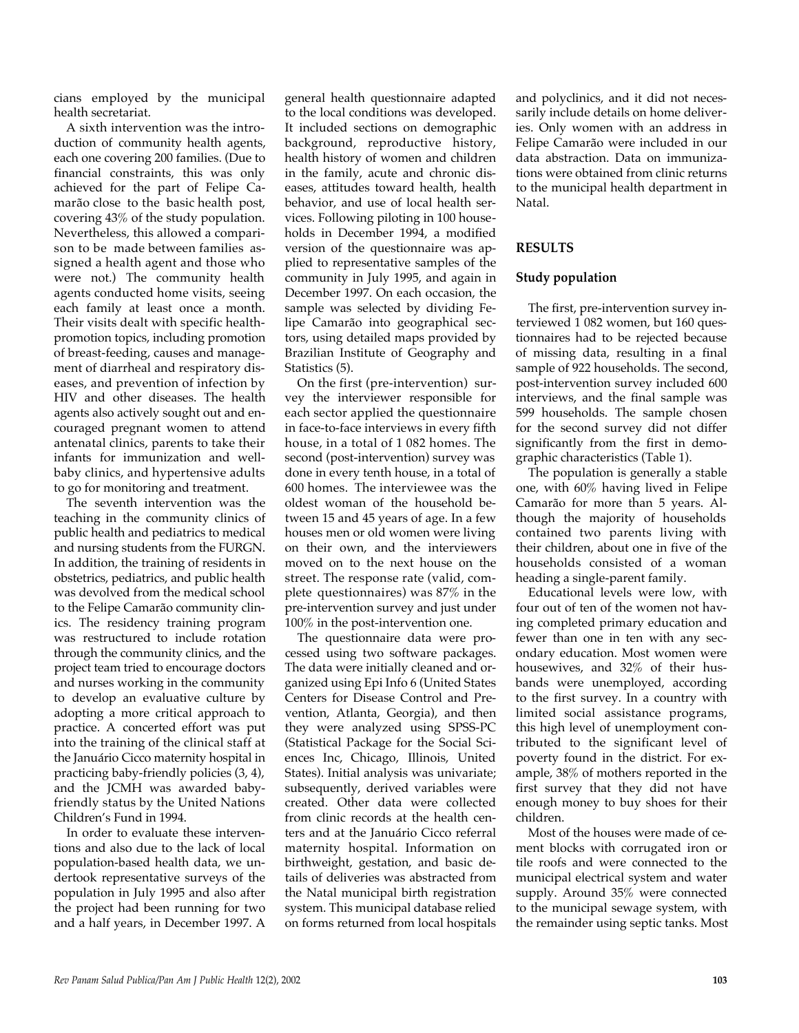cians employed by the municipal health secretariat.

A sixth intervention was the introduction of community health agents, each one covering 200 families. (Due to financial constraints, this was only achieved for the part of Felipe Camarão close to the basic health post, covering 43% of the study population. Nevertheless, this allowed a comparison to be made between families assigned a health agent and those who were not.) The community health agents conducted home visits, seeing each family at least once a month. Their visits dealt with specific health-promotion topics, including promotion of breast-feeding, causes and management of diarrheal and respiratory diseases, and prevention of infection by HIV and other diseases. The health agents also actively sought out and encouraged pregnant women to attend antenatal clinics, parents to take their infants for immunization and well-baby clinics, and hypertensive adults to go for monitoring and treatment.

The seventh intervention was the teaching in the community clinics of public health and pediatrics to medical and nursing students from the FURGN. In addition, the training of residents in obstetrics, pediatrics, and public health was devolved from the medical school to the Felipe Camarão community clinics. The residency training program was restructured to include rotation through the community clinics, and the project team tried to encourage doctors and nurses working in the community to develop an evaluative culture by adopting a more critical approach to practice. A concerted effort was put into the training of the clinical staff at the Januário Cicco maternity hospital in practicing baby-friendly policies (3, 4), and the JCMH was awarded baby-friendly status by the United Nations Children's Fund in 1994.

In order to evaluate these interventions and also due to the lack of local population-based health data, we undertook representative surveys of the population in July 1995 and also after the project had been running for two and a half years, in December 1997. A general health questionnaire adapted to the local conditions was developed. It included sections on demographic background, reproductive history, health history of women and children in the family, acute and chronic diseases, attitudes toward health, health behavior, and use of local health services. Following piloting in 100 households in December 1994, a modified version of the questionnaire was applied to representative samples of the community in July 1995, and again in December 1997. On each occasion, the sample was selected by dividing Felipe Camarão into geographical sectors, using detailed maps provided by Brazilian Institute of Geography and Statistics (5).

On the first (pre-intervention) survey the interviewer responsible for each sector applied the questionnaire in face-to-face interviews in every fifth house, in a total of 1 082 homes. The second (post-intervention) survey was done in every tenth house, in a total of 600 homes. The interviewee was the oldest woman of the household between 15 and 45 years of age. In a few houses men or old women were living on their own, and the interviewers moved on to the next house on the street. The response rate (valid, complete questionnaires) was 87% in the pre-intervention survey and just under 100% in the post-intervention one.

The questionnaire data were processed using two software packages. The data were initially cleaned and organized using Epi Info 6 (United States Centers for Disease Control and Prevention, Atlanta, Georgia), and then they were analyzed using SPSS-PC (Statistical Package for the Social Sciences Inc, Chicago, Illinois, United States). Initial analysis was univariate; subsequently, derived variables were created. Other data were collected from clinic records at the health centers and at the Januário Cicco referral maternity hospital. Information on birthweight, gestation, and basic details of deliveries was abstracted from the Natal municipal birth registration system. This municipal database relied on forms returned from local hospitals and polyclinics, and it did not necessarily include details on home deliveries. Only women with an address in Felipe Camarão were included in our data abstraction. Data on immunizations were obtained from clinic returns to the municipal health department in Natal.

## RESULTS

### Study population

The first, pre-intervention survey interviewed 1 082 women, but 160 questionnaires had to be rejected because of missing data, resulting in a final sample of 922 households. The second, post-intervention survey included 600 interviews, and the final sample was 599 households. The sample chosen for the second survey did not differ significantly from the first in demographic characteristics (Table 1).

The population is generally a stable one, with 60% having lived in Felipe Camarão for more than 5 years. Although the majority of households contained two parents living with their children, about one in five of the households consisted of a woman heading a single-parent family.

Educational levels were low, with four out of ten of the women not having completed primary education and fewer than one in ten with any secondary education. Most women were housewives, and 32% of their husbands were unemployed, according to the first survey. In a country with limited social assistance programs, this high level of unemployment contributed to the significant level of poverty found in the district. For example, 38% of mothers reported in the first survey that they did not have enough money to buy shoes for their children.

Most of the houses were made of cement blocks with corrugated iron or tile roofs and were connected to the municipal electrical system and water supply. Around 35% were connected to the municipal sewage system, with the remainder using septic tanks. Most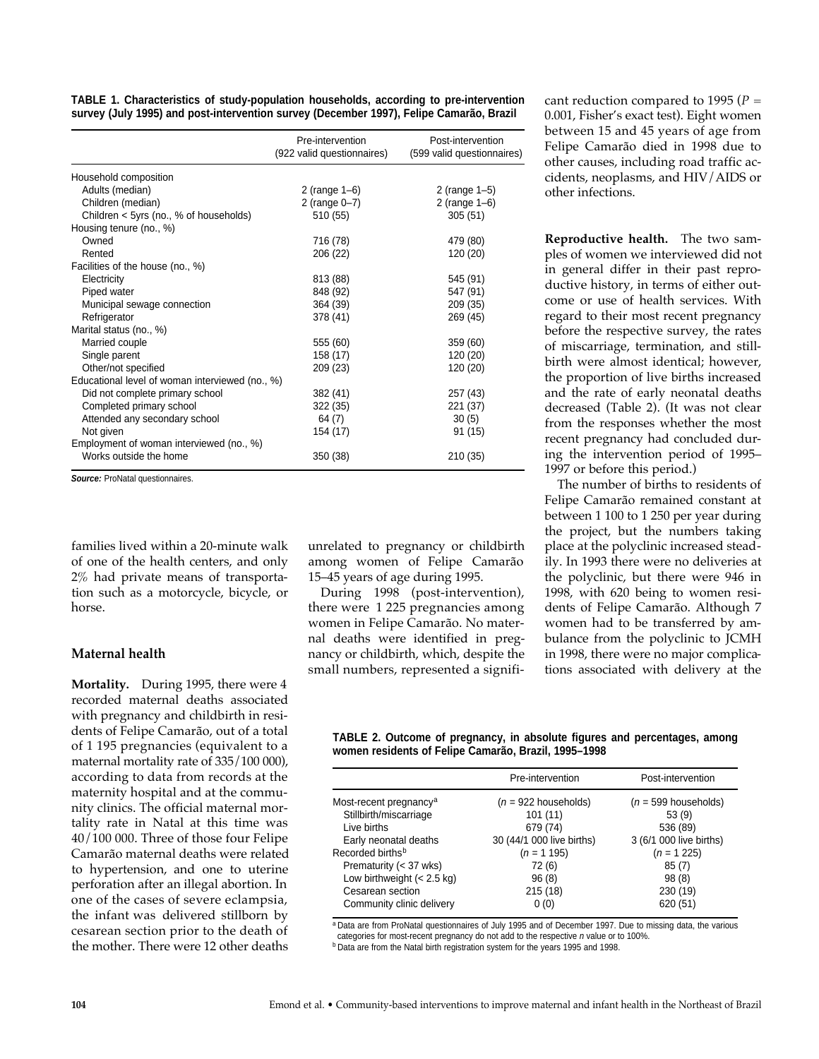**TABLE 1. Characteristics of study-population households, according to pre-intervention survey (July 1995) and post-intervention survey (December 1997), Felipe Camarão, Brazil**

| | Pre-intervention (922 valid questionnaires) | Post-intervention (599 valid questionnaires) |
|---|---|---|
| Household composition | | |
| Adults (median) | 2 (range 1–6) | 2 (range 1–5) |
| Children (median) | 2 (range 0–7) | 2 (range 1–6) |
| Children < 5yrs (no., % of households) | 510 (55) | 305 (51) |
| Housing tenure (no., %) | | |
| Owned | 716 (78) | 479 (80) |
| Rented | 206 (22) | 120 (20) |
| Facilities of the house (no., %) | | |
| Electricity | 813 (88) | 545 (91) |
| Piped water | 848 (92) | 547 (91) |
| Municipal sewage connection | 364 (39) | 209 (35) |
| Refrigerator | 378 (41) | 269 (45) |
| Marital status (no., %) | | |
| Married couple | 555 (60) | 359 (60) |
| Single parent | 158 (17) | 120 (20) |
| Other/not specified | 209 (23) | 120 (20) |
| Educational level of woman interviewed (no., %) | | |
| Did not complete primary school | 382 (41) | 257 (43) |
| Completed primary school | 322 (35) | 221 (37) |
| Attended any secondary school | 64 (7) | 30 (5) |
| Not given | 154 (17) | 91 (15) |
| Employment of woman interviewed (no., %) | | |
| Works outside the home | 350 (38) | 210 (35) |

*Source:* ProNatal questionnaires.

families lived within a 20-minute walk of one of the health centers, and only 2% had private means of transportation such as a motorcycle, bicycle, or horse.

## Maternal health

**Mortality.** During 1995, there were 4 recorded maternal deaths associated with pregnancy and childbirth in residents of Felipe Camarão, out of a total of 1 195 pregnancies (equivalent to a maternal mortality rate of 335/100 000), according to data from records at the maternity hospital and at the community clinics. The official maternal mortality rate in Natal at this time was 40/100 000. Three of those four Felipe Camarão maternal deaths were related to hypertension, and one to uterine perforation after an illegal abortion. In one of the cases of severe eclampsia, the infant was delivered stillborn by cesarean section prior to the death of the mother. There were 12 other deaths unrelated to pregnancy or childbirth among women of Felipe Camarão 15–45 years of age during 1995.

During 1998 (post-intervention), there were 1 225 pregnancies among women in Felipe Camarão. No maternal deaths were identified in pregnancy or childbirth, which, despite the small numbers, represented a significant reduction compared to 1995 ($P = 0.001$, Fisher's exact test). Eight women between 15 and 45 years of age from Felipe Camarão died in 1998 due to other causes, including road traffic accidents, neoplasms, and HIV/AIDS or other infections.

**Reproductive health.** The two samples of women we interviewed did not in general differ in their past reproductive history, in terms of either outcome or use of health services. With regard to their most recent pregnancy before the respective survey, the rates of miscarriage, termination, and stillbirth were almost identical; however, the proportion of live births increased and the rate of early neonatal deaths decreased (Table 2). (It was not clear from the responses whether the most recent pregnancy had concluded during the intervention period of 1995–1997 or before this period.)

The number of births to residents of Felipe Camarão remained constant at between 1 100 to 1 250 per year during the project, but the numbers taking place at the polyclinic increased steadily. In 1993 there were no deliveries at the polyclinic, but there were 946 in 1998, with 620 being to women residents of Felipe Camarão. Although 7 women had to be transferred by ambulance from the polyclinic to JCMH in 1998, there were no major complications associated with delivery at the

**TABLE 2. Outcome of pregnancy, in absolute figures and percentages, among women residents of Felipe Camarão, Brazil, 1995–1998**

| | Pre-intervention | Post-intervention |
|---|---|---|
| Most-recent pregnancy[a] | ($n$ = 922 households) | ($n$ = 599 households) |
| Stillbirth/miscarriage | 101 (11) | 53 (9) |
| Live births | 679 (74) | 536 (89) |
| Early neonatal deaths | 30 (44/1 000 live births) | 3 (6/1 000 live births) |
| Recorded births[b] | ($n$ = 1 195) | ($n$ = 1 225) |
| Prematurity (< 37 wks) | 72 (6) | 85 (7) |
| Low birthweight (< 2.5 kg) | 96 (8) | 98 (8) |
| Cesarean section | 215 (18) | 230 (19) |
| Community clinic delivery | 0 (0) | 620 (51) |

[a] Data are from ProNatal questionnaires of July 1995 and of December 1997. Due to missing data, the various categories for most-recent pregnancy do not add to the respective $n$ value or to 100%.

[b] Data are from the Natal birth registration system for the years 1995 and 1998.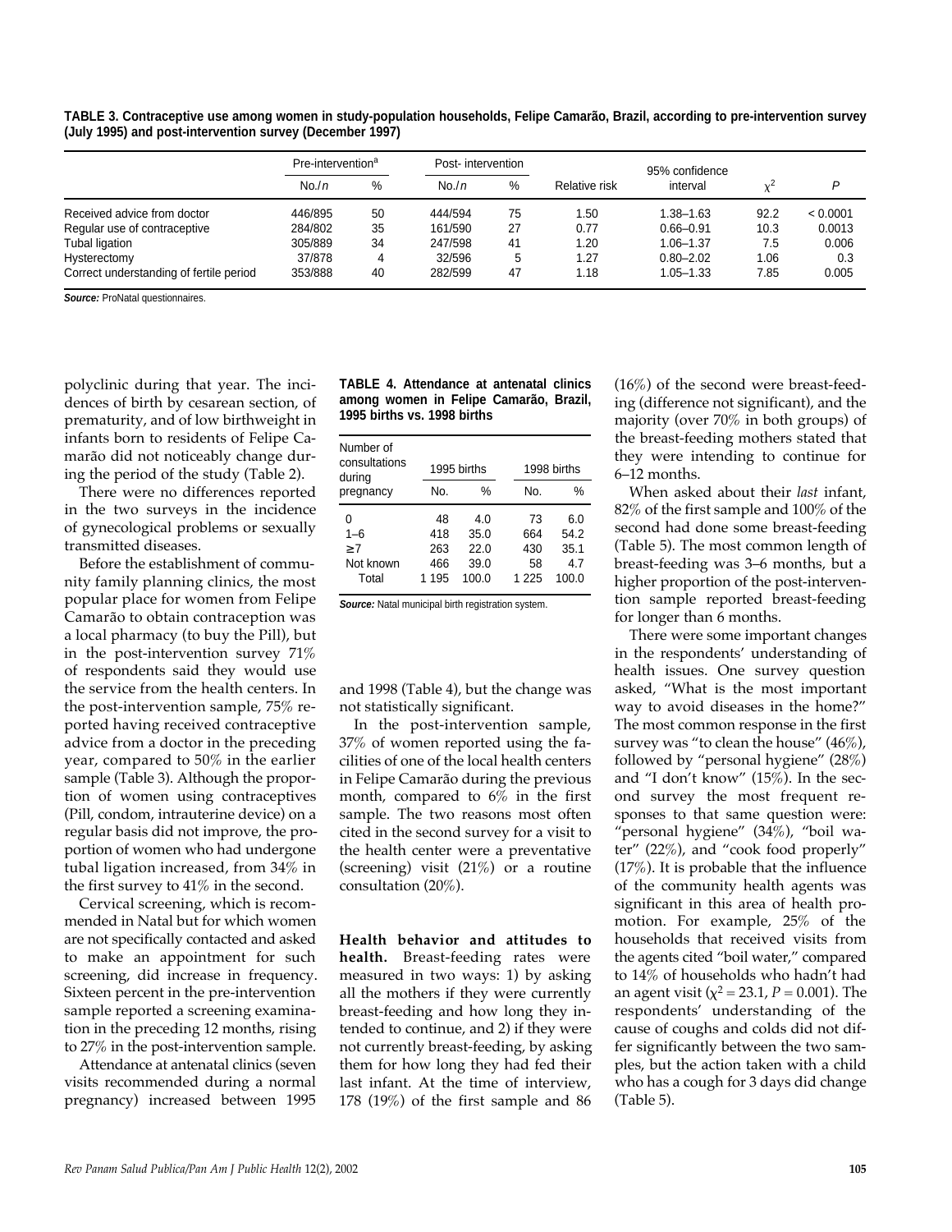**TABLE 3. Contraceptive use among women in study-population households, Felipe Camarão, Brazil, according to pre-intervention survey (July 1995) and post-intervention survey (December 1997)**

| | Pre-intervention[a] | | Post- intervention | | Relative risk | 95% confidence interval | $\chi^2$ | P |
|---|---|---|---|---|---|---|---|---|
| | No./n | % | No./n | % | | | | |
| Received advice from doctor | 446/895 | 50 | 444/594 | 75 | 1.50 | 1.38–1.63 | 92.2 | < 0.0001 |
| Regular use of contraceptive | 284/802 | 35 | 161/590 | 27 | 0.77 | 0.66–0.91 | 10.3 | 0.0013 |
| Tubal ligation | 305/889 | 34 | 247/598 | 41 | 1.20 | 1.06–1.37 | 7.5 | 0.006 |
| Hysterectomy | 37/878 | 4 | 32/596 | 5 | 1.27 | 0.80–2.02 | 1.06 | 0.3 |
| Correct understanding of fertile period | 353/888 | 40 | 282/599 | 47 | 1.18 | 1.05–1.33 | 7.85 | 0.005 |

***Source:*** ProNatal questionnaires.

polyclinic during that year. The incidences of birth by cesarean section, of prematurity, and of low birthweight in infants born to residents of Felipe Camarão did not noticeably change during the period of the study (Table 2).

There were no differences reported in the two surveys in the incidence of gynecological problems or sexually transmitted diseases.

Before the establishment of community family planning clinics, the most popular place for women from Felipe Camarão to obtain contraception was a local pharmacy (to buy the Pill), but in the post-intervention survey 71% of respondents said they would use the service from the health centers. In the post-intervention sample, 75% reported having received contraceptive advice from a doctor in the preceding year, compared to 50% in the earlier sample (Table 3). Although the proportion of women using contraceptives (Pill, condom, intrauterine device) on a regular basis did not improve, the proportion of women who had undergone tubal ligation increased, from 34% in the first survey to 41% in the second.

Cervical screening, which is recommended in Natal but for which women are not specifically contacted and asked to make an appointment for such screening, did increase in frequency. Sixteen percent in the pre-intervention sample reported a screening examination in the preceding 12 months, rising to 27% in the post-intervention sample.

Attendance at antenatal clinics (seven visits recommended during a normal pregnancy) increased between 1995 and 1998 (Table 4), but the change was not statistically significant.

**TABLE 4. Attendance at antenatal clinics among women in Felipe Camarão, Brazil, 1995 births vs. 1998 births**

| Number of consultations during pregnancy | 1995 births | | 1998 births | |
|---|---|---|---|---|
| | No. | % | No. | % |
| 0 | 48 | 4.0 | 73 | 6.0 |
| 1–6 | 418 | 35.0 | 664 | 54.2 |
| ≥ 7 | 263 | 22.0 | 430 | 35.1 |
| Not known | 466 | 39.0 | 58 | 4.7 |
| Total | 1 195 | 100.0 | 1 225 | 100.0 |

***Source:*** Natal municipal birth registration system.

In the post-intervention sample, 37% of women reported using the facilities of one of the local health centers in Felipe Camarão during the previous month, compared to 6% in the first sample. The two reasons most often cited in the second survey for a visit to the health center were a preventative (screening) visit (21%) or a routine consultation (20%).

**Health behavior and attitudes to health.** Breast-feeding rates were measured in two ways: 1) by asking all the mothers if they were currently breast-feeding and how long they intended to continue, and 2) if they were not currently breast-feeding, by asking them for how long they had fed their last infant. At the time of interview, 178 (19%) of the first sample and 86 (16%) of the second were breast-feeding (difference not significant), and the majority (over 70% in both groups) of the breast-feeding mothers stated that they were intending to continue for 6–12 months.

When asked about their *last* infant, 82% of the first sample and 100% of the second had done some breast-feeding (Table 5). The most common length of breast-feeding was 3–6 months, but a higher proportion of the post-intervention sample reported breast-feeding for longer than 6 months.

There were some important changes in the respondents' understanding of health issues. One survey question asked, "What is the most important way to avoid diseases in the home?" The most common response in the first survey was "to clean the house" (46%), followed by "personal hygiene" (28%) and "I don't know" (15%). In the second survey the most frequent responses to that same question were: "personal hygiene" (34%), "boil water" (22%), and "cook food properly" (17%). It is probable that the influence of the community health agents was significant in this area of health promotion. For example, 25% of the households that received visits from the agents cited "boil water," compared to 14% of households who hadn't had an agent visit ($\chi^2 = 23.1$, $P = 0.001$). The respondents' understanding of the cause of coughs and colds did not differ significantly between the two samples, but the action taken with a child who has a cough for 3 days did change (Table 5).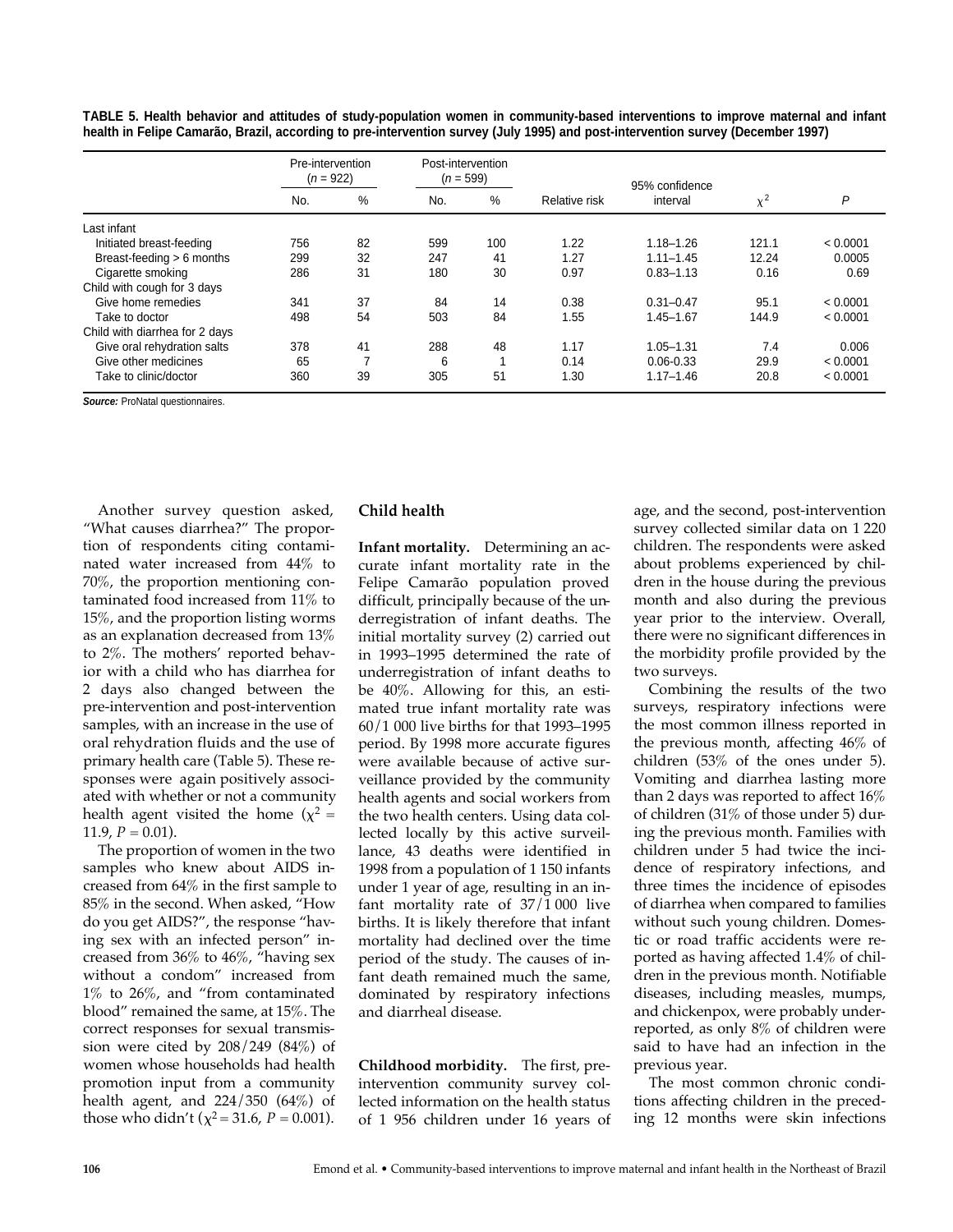**TABLE 5. Health behavior and attitudes of study-population women in community-based interventions to improve maternal and infant health in Felipe Camarão, Brazil, according to pre-intervention survey (July 1995) and post-intervention survey (December 1997)**

| | Pre-intervention ($n$ = 922) | | Post-intervention ($n$ = 599) | | | | | |
|---|---|---|---|---|---|---|---|---|
| | No. | % | No. | % | Relative risk | 95% confidence interval | $\chi^2$ | $P$ |
| Last infant | | | | | | | | |
| Initiated breast-feeding | 756 | 82 | 599 | 100 | 1.22 | 1.18–1.26 | 121.1 | < 0.0001 |
| Breast-feeding > 6 months | 299 | 32 | 247 | 41 | 1.27 | 1.11–1.45 | 12.24 | 0.0005 |
| Cigarette smoking | 286 | 31 | 180 | 30 | 0.97 | 0.83–1.13 | 0.16 | 0.69 |
| Child with cough for 3 days | | | | | | | | |
| Give home remedies | 341 | 37 | 84 | 14 | 0.38 | 0.31–0.47 | 95.1 | < 0.0001 |
| Take to doctor | 498 | 54 | 503 | 84 | 1.55 | 1.45–1.67 | 144.9 | < 0.0001 |
| Child with diarrhea for 2 days | | | | | | | | |
| Give oral rehydration salts | 378 | 41 | 288 | 48 | 1.17 | 1.05–1.31 | 7.4 | 0.006 |
| Give other medicines | 65 | 7 | 6 | 1 | 0.14 | 0.06-0.33 | 29.9 | < 0.0001 |
| Take to clinic/doctor | 360 | 39 | 305 | 51 | 1.30 | 1.17–1.46 | 20.8 | < 0.0001 |

***Source:*** ProNatal questionnaires.

Another survey question asked, "What causes diarrhea?" The proportion of respondents citing contaminated water increased from 44% to 70%, the proportion mentioning contaminated food increased from 11% to 15%, and the proportion listing worms as an explanation decreased from 13% to 2%. The mothers' reported behavior with a child who has diarrhea for 2 days also changed between the pre-intervention and post-intervention samples, with an increase in the use of oral rehydration fluids and the use of primary health care (Table 5). These responses were again positively associated with whether or not a community health agent visited the home ($\chi^2$ = 11.9, $P$ = 0.01).

The proportion of women in the two samples who knew about AIDS increased from 64% in the first sample to 85% in the second. When asked, "How do you get AIDS?", the response "having sex with an infected person" increased from 36% to 46%, "having sex without a condom" increased from 1% to 26%, and "from contaminated blood" remained the same, at 15%. The correct responses for sexual transmission were cited by 208/249 (84%) of women whose households had health promotion input from a community health agent, and 224/350 (64%) of those who didn't ($\chi^2$ = 31.6, $P$ = 0.001).

## Child health

**Infant mortality.** Determining an accurate infant mortality rate in the Felipe Camarão population proved difficult, principally because of the underregistration of infant deaths. The initial mortality survey (2) carried out in 1993–1995 determined the rate of underregistration of infant deaths to be 40%. Allowing for this, an estimated true infant mortality rate was 60/1 000 live births for that 1993–1995 period. By 1998 more accurate figures were available because of active surveillance provided by the community health agents and social workers from the two health centers. Using data collected locally by this active surveillance, 43 deaths were identified in 1998 from a population of 1 150 infants under 1 year of age, resulting in an infant mortality rate of 37/1 000 live births. It is likely therefore that infant mortality had declined over the time period of the study. The causes of infant death remained much the same, dominated by respiratory infections and diarrheal disease.

**Childhood morbidity.** The first, pre-intervention community survey collected information on the health status of 1 956 children under 16 years of age, and the second, post-intervention survey collected similar data on 1 220 children. The respondents were asked about problems experienced by children in the house during the previous month and also during the previous year prior to the interview. Overall, there were no significant differences in the morbidity profile provided by the two surveys.

Combining the results of the two surveys, respiratory infections were the most common illness reported in the previous month, affecting 46% of children (53% of the ones under 5). Vomiting and diarrhea lasting more than 2 days was reported to affect 16% of children (31% of those under 5) during the previous month. Families with children under 5 had twice the incidence of respiratory infections, and three times the incidence of episodes of diarrhea when compared to families without such young children. Domestic or road traffic accidents were reported as having affected 1.4% of children in the previous month. Notifiable diseases, including measles, mumps, and chickenpox, were probably underreported, as only 8% of children were said to have had an infection in the previous year.

The most common chronic conditions affecting children in the preceding 12 months were skin infections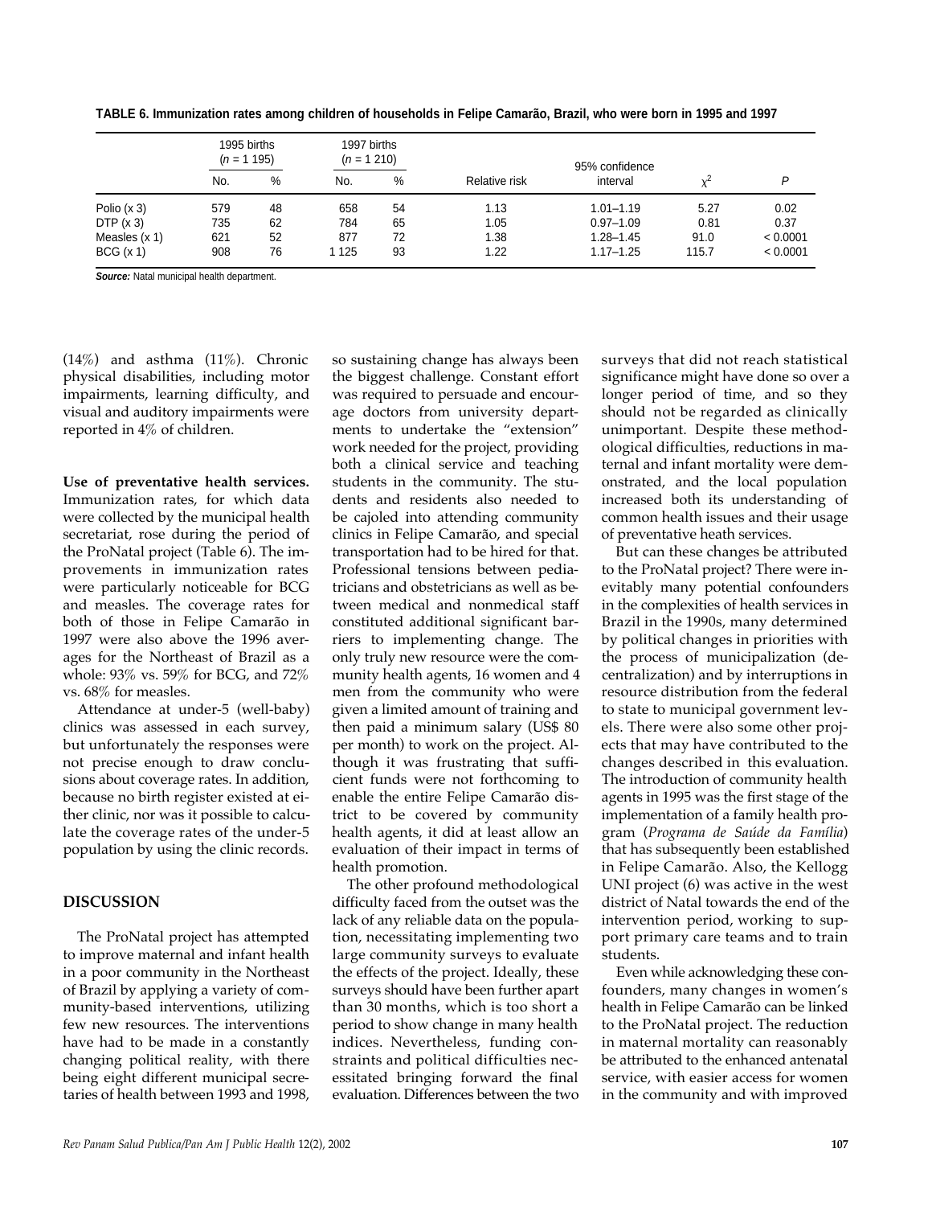**TABLE 6. Immunization rates among children of households in Felipe Camarão, Brazil, who were born in 1995 and 1997**

| | 1995 births ($n$ = 1 195) | | 1997 births ($n$ = 1 210) | | | | | |
|---|---|---|---|---|---|---|---|---|
| | No. | % | No. | % | Relative risk | 95% confidence interval | $\chi^2$ | $P$ |
| Polio (x 3) | 579 | 48 | 658 | 54 | 1.13 | 1.01–1.19 | 5.27 | 0.02 |
| DTP (x 3) | 735 | 62 | 784 | 65 | 1.05 | 0.97–1.09 | 0.81 | 0.37 |
| Measles (x 1) | 621 | 52 | 877 | 72 | 1.38 | 1.28–1.45 | 91.0 | < 0.0001 |
| BCG (x 1) | 908 | 76 | 1 125 | 93 | 1.22 | 1.17–1.25 | 115.7 | < 0.0001 |

***Source:*** Natal municipal health department.

(14%) and asthma (11%). Chronic physical disabilities, including motor impairments, learning difficulty, and visual and auditory impairments were reported in 4% of children.

**Use of preventative health services.** Immunization rates, for which data were collected by the municipal health secretariat, rose during the period of the ProNatal project (Table 6). The improvements in immunization rates were particularly noticeable for BCG and measles. The coverage rates for both of those in Felipe Camarão in 1997 were also above the 1996 averages for the Northeast of Brazil as a whole: 93% vs. 59% for BCG, and 72% vs. 68% for measles.

Attendance at under-5 (well-baby) clinics was assessed in each survey, but unfortunately the responses were not precise enough to draw conclusions about coverage rates. In addition, because no birth register existed at either clinic, nor was it possible to calculate the coverage rates of the under-5 population by using the clinic records.

## DISCUSSION

The ProNatal project has attempted to improve maternal and infant health in a poor community in the Northeast of Brazil by applying a variety of community-based interventions, utilizing few new resources. The interventions have had to be made in a constantly changing political reality, with there being eight different municipal secretaries of health between 1993 and 1998, so sustaining change has always been the biggest challenge. Constant effort was required to persuade and encourage doctors from university departments to undertake the "extension" work needed for the project, providing both a clinical service and teaching students in the community. The students and residents also needed to be cajoled into attending community clinics in Felipe Camarão, and special transportation had to be hired for that. Professional tensions between pediatricians and obstetricians as well as between medical and nonmedical staff constituted additional significant barriers to implementing change. The only truly new resource were the community health agents, 16 women and 4 men from the community who were given a limited amount of training and then paid a minimum salary (US$ 80 per month) to work on the project. Although it was frustrating that sufficient funds were not forthcoming to enable the entire Felipe Camarão district to be covered by community health agents, it did at least allow an evaluation of their impact in terms of health promotion.

The other profound methodological difficulty faced from the outset was the lack of any reliable data on the population, necessitating implementing two large community surveys to evaluate the effects of the project. Ideally, these surveys should have been further apart than 30 months, which is too short a period to show change in many health indices. Nevertheless, funding constraints and political difficulties necessitated bringing forward the final evaluation. Differences between the two surveys that did not reach statistical significance might have done so over a longer period of time, and so they should not be regarded as clinically unimportant. Despite these methodological difficulties, reductions in maternal and infant mortality were demonstrated, and the local population increased both its understanding of common health issues and their usage of preventative heath services.

But can these changes be attributed to the ProNatal project? There were inevitably many potential confounders in the complexities of health services in Brazil in the 1990s, many determined by political changes in priorities with the process of municipalization (decentralization) and by interruptions in resource distribution from the federal to state to municipal government levels. There were also some other projects that may have contributed to the changes described in this evaluation. The introduction of community health agents in 1995 was the first stage of the implementation of a family health program (*Programa de Saúde da Família*) that has subsequently been established in Felipe Camarão. Also, the Kellogg UNI project (6) was active in the west district of Natal towards the end of the intervention period, working to support primary care teams and to train students.

Even while acknowledging these confounders, many changes in women's health in Felipe Camarão can be linked to the ProNatal project. The reduction in maternal mortality can reasonably be attributed to the enhanced antenatal service, with easier access for women in the community and with improved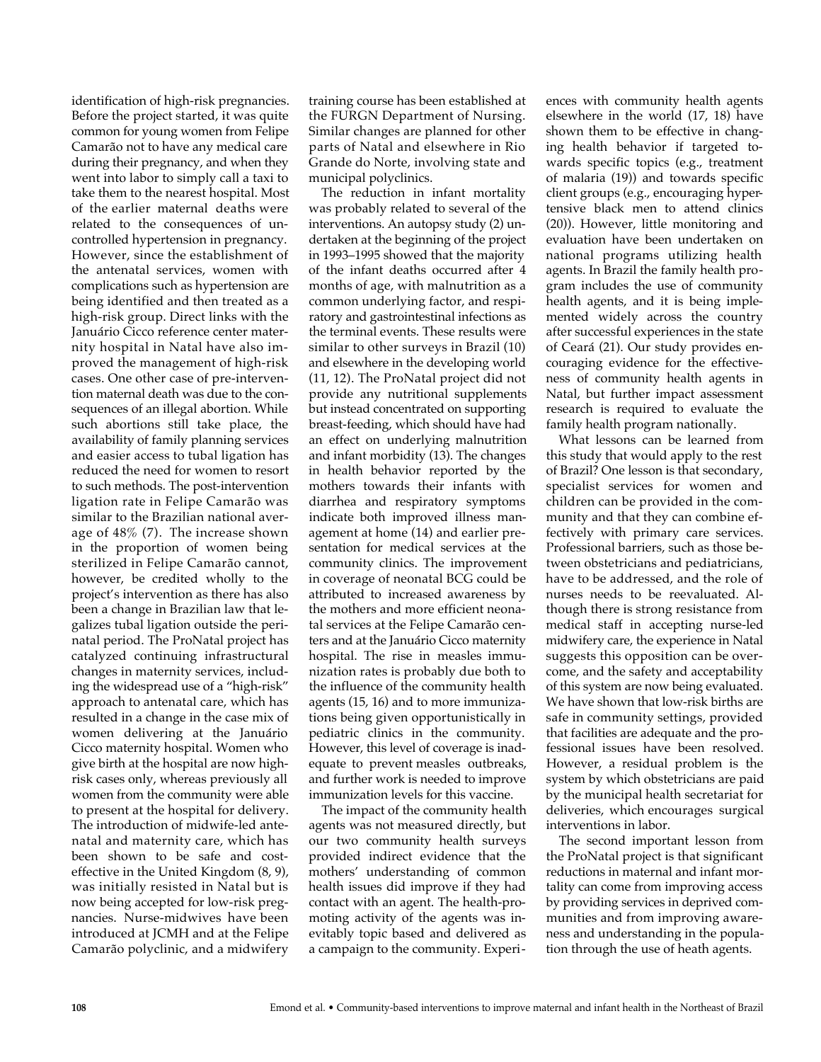identification of high-risk pregnancies. Before the project started, it was quite common for young women from Felipe Camarão not to have any medical care during their pregnancy, and when they went into labor to simply call a taxi to take them to the nearest hospital. Most of the earlier maternal deaths were related to the consequences of uncontrolled hypertension in pregnancy. However, since the establishment of the antenatal services, women with complications such as hypertension are being identified and then treated as a high-risk group. Direct links with the Januário Cicco reference center maternity hospital in Natal have also improved the management of high-risk cases. One other case of pre-intervention maternal death was due to the consequences of an illegal abortion. While such abortions still take place, the availability of family planning services and easier access to tubal ligation has reduced the need for women to resort to such methods. The post-intervention ligation rate in Felipe Camarão was similar to the Brazilian national average of 48% (7). The increase shown in the proportion of women being sterilized in Felipe Camarão cannot, however, be credited wholly to the project's intervention as there has also been a change in Brazilian law that legalizes tubal ligation outside the perinatal period. The ProNatal project has catalyzed continuing infrastructural changes in maternity services, including the widespread use of a "high-risk" approach to antenatal care, which has resulted in a change in the case mix of women delivering at the Januário Cicco maternity hospital. Women who give birth at the hospital are now high-risk cases only, whereas previously all women from the community were able to present at the hospital for delivery. The introduction of midwife-led antenatal and maternity care, which has been shown to be safe and cost-effective in the United Kingdom (8, 9), was initially resisted in Natal but is now being accepted for low-risk pregnancies. Nurse-midwives have been introduced at JCMH and at the Felipe Camarão polyclinic, and a midwifery training course has been established at the FURGN Department of Nursing. Similar changes are planned for other parts of Natal and elsewhere in Rio Grande do Norte, involving state and municipal polyclinics.

The reduction in infant mortality was probably related to several of the interventions. An autopsy study (2) undertaken at the beginning of the project in 1993–1995 showed that the majority of the infant deaths occurred after 4 months of age, with malnutrition as a common underlying factor, and respiratory and gastrointestinal infections as the terminal events. These results were similar to other surveys in Brazil (10) and elsewhere in the developing world (11, 12). The ProNatal project did not provide any nutritional supplements but instead concentrated on supporting breast-feeding, which should have had an effect on underlying malnutrition and infant morbidity (13). The changes in health behavior reported by the mothers towards their infants with diarrhea and respiratory symptoms indicate both improved illness management at home (14) and earlier presentation for medical services at the community clinics. The improvement in coverage of neonatal BCG could be attributed to increased awareness by the mothers and more efficient neonatal services at the Felipe Camarão centers and at the Januário Cicco maternity hospital. The rise in measles immunization rates is probably due both to the influence of the community health agents (15, 16) and to more immunizations being given opportunistically in pediatric clinics in the community. However, this level of coverage is inadequate to prevent measles outbreaks, and further work is needed to improve immunization levels for this vaccine.

The impact of the community health agents was not measured directly, but our two community health surveys provided indirect evidence that the mothers' understanding of common health issues did improve if they had contact with an agent. The health-promoting activity of the agents was inevitably topic based and delivered as a campaign to the community. Experiences with community health agents elsewhere in the world (17, 18) have shown them to be effective in changing health behavior if targeted towards specific topics (e.g., treatment of malaria (19)) and towards specific client groups (e.g., encouraging hypertensive black men to attend clinics (20)). However, little monitoring and evaluation have been undertaken on national programs utilizing health agents. In Brazil the family health program includes the use of community health agents, and it is being implemented widely across the country after successful experiences in the state of Ceará (21). Our study provides encouraging evidence for the effectiveness of community health agents in Natal, but further impact assessment research is required to evaluate the family health program nationally.

What lessons can be learned from this study that would apply to the rest of Brazil? One lesson is that secondary, specialist services for women and children can be provided in the community and that they can combine effectively with primary care services. Professional barriers, such as those between obstetricians and pediatricians, have to be addressed, and the role of nurses needs to be reevaluated. Although there is strong resistance from medical staff in accepting nurse-led midwifery care, the experience in Natal suggests this opposition can be overcome, and the safety and acceptability of this system are now being evaluated. We have shown that low-risk births are safe in community settings, provided that facilities are adequate and the professional issues have been resolved. However, a residual problem is the system by which obstetricians are paid by the municipal health secretariat for deliveries, which encourages surgical interventions in labor.

The second important lesson from the ProNatal project is that significant reductions in maternal and infant mortality can come from improving access by providing services in deprived communities and from improving awareness and understanding in the population through the use of heath agents.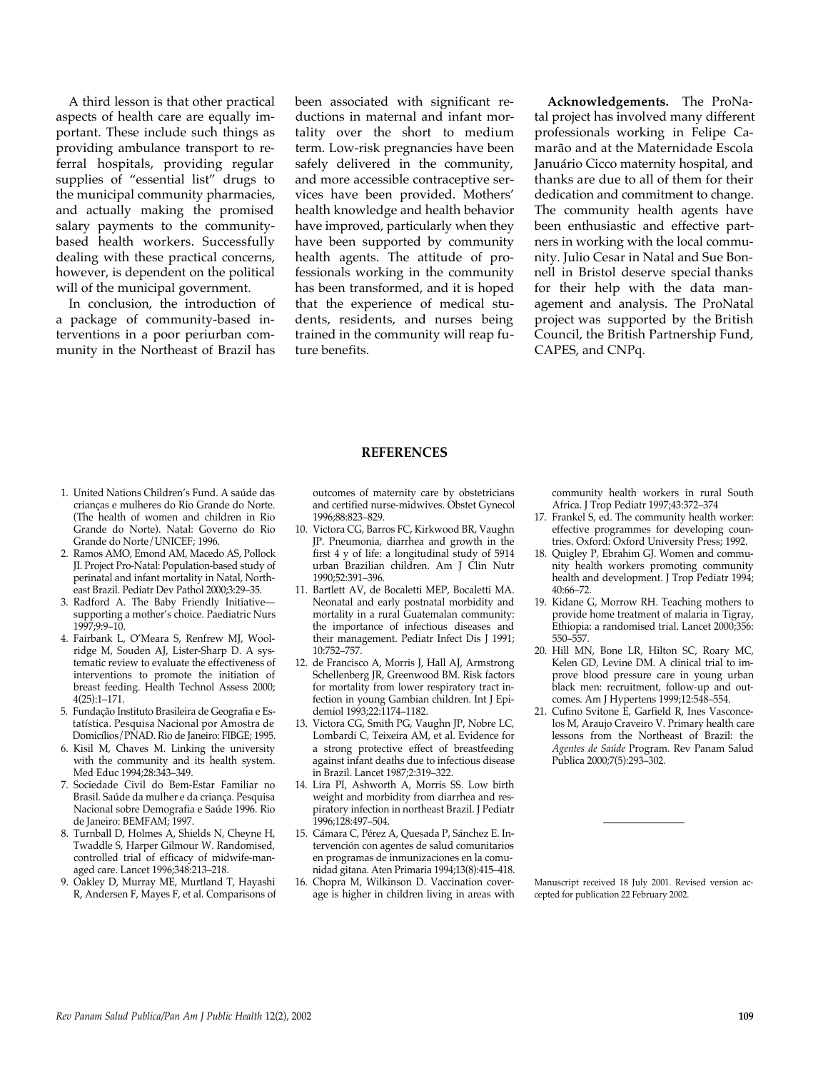A third lesson is that other practical aspects of health care are equally important. These include such things as providing ambulance transport to referral hospitals, providing regular supplies of "essential list" drugs to the municipal community pharmacies, and actually making the promised salary payments to the community-based health workers. Successfully dealing with these practical concerns, however, is dependent on the political will of the municipal government.

In conclusion, the introduction of a package of community-based interventions in a poor periurban community in the Northeast of Brazil has been associated with significant reductions in maternal and infant mortality over the short to medium term. Low-risk pregnancies have been safely delivered in the community, and more accessible contraceptive services have been provided. Mothers' health knowledge and health behavior have improved, particularly when they have been supported by community health agents. The attitude of professionals working in the community has been transformed, and it is hoped that the experience of medical students, residents, and nurses being trained in the community will reap future benefits.

**Acknowledgements.** The ProNatal project has involved many different professionals working in Felipe Camarão and at the Maternidade Escola Januário Cicco maternity hospital, and thanks are due to all of them for their dedication and commitment to change. The community health agents have been enthusiastic and effective partners in working with the local community. Julio Cesar in Natal and Sue Bonnell in Bristol deserve special thanks for their help with the data management and analysis. The ProNatal project was supported by the British Council, the British Partnership Fund, CAPES, and CNPq.

## REFERENCES

1. United Nations Children's Fund. A saúde das crianças e mulheres do Rio Grande do Norte. (The health of women and children in Rio Grande do Norte). Natal: Governo do Rio Grande do Norte/UNICEF; 1996.
2. Ramos AMO, Emond AM, Macedo AS, Pollock JI. Project Pro-Natal: Population-based study of perinatal and infant mortality in Natal, Northeast Brazil. Pediatr Dev Pathol 2000;3:29–35.
3. Radford A. The Baby Friendly Initiative—supporting a mother's choice. Paediatric Nurs 1997;9:9–10.
4. Fairbank L, O'Meara S, Renfrew MJ, Woolridge M, Souden AJ, Lister-Sharp D. A systematic review to evaluate the effectiveness of interventions to promote the initiation of breast feeding. Health Technol Assess 2000; 4(25):1–171.
5. Fundação Instituto Brasileira de Geografia e Estatística. Pesquisa Nacional por Amostra de Domicílios/PNAD. Rio de Janeiro: FIBGE; 1995.
6. Kisil M, Chaves M. Linking the university with the community and its health system. Med Educ 1994;28:343–349.
7. Sociedade Civil do Bem-Estar Familiar no Brasil. Saúde da mulher e da criança. Pesquisa Nacional sobre Demografia e Saúde 1996. Rio de Janeiro: BEMFAM; 1997.
8. Turnball D, Holmes A, Shields N, Cheyne H, Twaddle S, Harper Gilmour W. Randomised, controlled trial of efficacy of midwife-managed care. Lancet 1996;348:213–218.
9. Oakley D, Murray ME, Murtland T, Hayashi R, Andersen F, Mayes F, et al. Comparisons of outcomes of maternity care by obstetricians and certified nurse-midwives. Obstet Gynecol 1996;88:823–829.
10. Victora CG, Barros FC, Kirkwood BR, Vaughn JP. Pneumonia, diarrhea and growth in the first 4 y of life: a longitudinal study of 5914 urban Brazilian children. Am J Clin Nutr 1990;52:391–396.
11. Bartlett AV, de Bocaletti MEP, Bocaletti MA. Neonatal and early postnatal morbidity and mortality in a rural Guatemalan community: the importance of infectious diseases and their management. Pediatr Infect Dis J 1991; 10:752–757.
12. de Francisco A, Morris J, Hall AJ, Armstrong Schellenberg JR, Greenwood BM. Risk factors for mortality from lower respiratory tract infection in young Gambian children. Int J Epidemiol 1993;22:1174–1182.
13. Victora CG, Smith PG, Vaughn JP, Nobre LC, Lombardi C, Teixeira AM, et al. Evidence for a strong protective effect of breastfeeding against infant deaths due to infectious disease in Brazil. Lancet 1987;2:319–322.
14. Lira PI, Ashworth A, Morris SS. Low birth weight and morbidity from diarrhea and respiratory infection in northeast Brazil. J Pediatr 1996;128:497–504.
15. Cámara C, Pérez A, Quesada P, Sánchez E. Intervención con agentes de salud comunitarios en programas de inmunizaciones en la comunidad gitana. Aten Primaria 1994;13(8):415–418.
16. Chopra M, Wilkinson D. Vaccination coverage is higher in children living in areas with community health workers in rural South Africa. J Trop Pediatr 1997;43:372–374
17. Frankel S, ed. The community health worker: effective programmes for developing countries. Oxford: Oxford University Press; 1992.
18. Quigley P, Ebrahim GJ. Women and community health workers promoting community health and development. J Trop Pediatr 1994; 40:66–72.
19. Kidane G, Morrow RH. Teaching mothers to provide home treatment of malaria in Tigray, Ethiopia: a randomised trial. Lancet 2000;356: 550–557.
20. Hill MN, Bone LR, Hilton SC, Roary MC, Kelen GD, Levine DM. A clinical trial to improve blood pressure care in young urban black men: recruitment, follow-up and outcomes. Am J Hypertens 1999;12:548–554.
21. Cufino Svitone E, Garfield R, Ines Vasconcelos M, Araujo Craveiro V. Primary health care lessons from the Northeast of Brazil: the *Agentes de Saúde* Program. Rev Panam Salud Publica 2000;7(5):293–302.

Manuscript received 18 July 2001. Revised version accepted for publication 22 February 2002.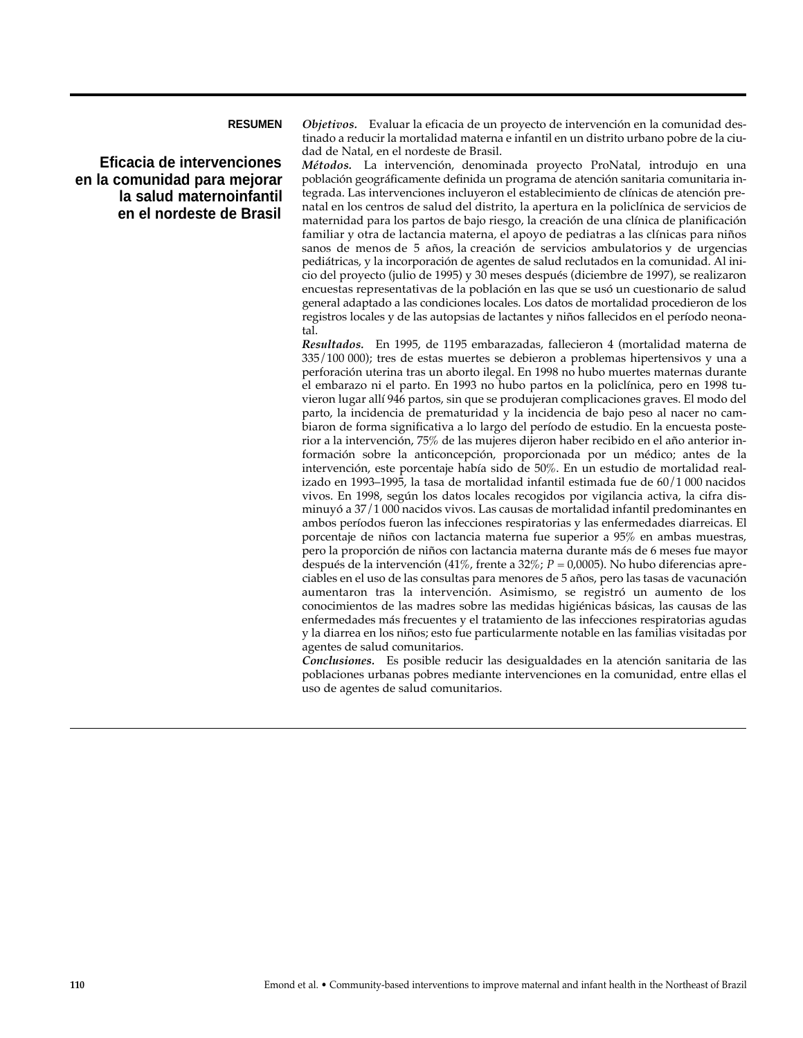## RESUMEN

### Eficacia de intervenciones en la comunidad para mejorar la salud maternoinfantil en el nordeste de Brasil

***Objetivos.*** Evaluar la eficacia de un proyecto de intervención en la comunidad destinado a reducir la mortalidad materna e infantil en un distrito urbano pobre de la ciudad de Natal, en el nordeste de Brasil.

***Métodos.*** La intervención, denominada proyecto ProNatal, introdujo en una población geográficamente definida un programa de atención sanitaria comunitaria integrada. Las intervenciones incluyeron el establecimiento de clínicas de atención prenatal en los centros de salud del distrito, la apertura en la policlínica de servicios de maternidad para los partos de bajo riesgo, la creación de una clínica de planificación familiar y otra de lactancia materna, el apoyo de pediatras a las clínicas para niños sanos de menos de 5 años, la creación de servicios ambulatorios y de urgencias pediátricas, y la incorporación de agentes de salud reclutados en la comunidad. Al inicio del proyecto (julio de 1995) y 30 meses después (diciembre de 1997), se realizaron encuestas representativas de la población en las que se usó un cuestionario de salud general adaptado a las condiciones locales. Los datos de mortalidad procedieron de los registros locales y de las autopsias de lactantes y niños fallecidos en el período neonatal.

***Resultados.*** En 1995, de 1195 embarazadas, fallecieron 4 (mortalidad materna de 335/100 000); tres de estas muertes se debieron a problemas hipertensivos y una a perforación uterina tras un aborto ilegal. En 1998 no hubo muertes maternas durante el embarazo ni el parto. En 1993 no hubo partos en la policlínica, pero en 1998 tuvieron lugar allí 946 partos, sin que se produjeran complicaciones graves. El modo del parto, la incidencia de prematuridad y la incidencia de bajo peso al nacer no cambiaron de forma significativa a lo largo del período de estudio. En la encuesta posterior a la intervención, 75% de las mujeres dijeron haber recibido en el año anterior información sobre la anticoncepción, proporcionada por un médico; antes de la intervención, este porcentaje había sido de 50%. En un estudio de mortalidad realizado en 1993–1995, la tasa de mortalidad infantil estimada fue de 60/1 000 nacidos vivos. En 1998, según los datos locales recogidos por vigilancia activa, la cifra disminuyó a 37/1 000 nacidos vivos. Las causas de mortalidad infantil predominantes en ambos períodos fueron las infecciones respiratorias y las enfermedades diarreicas. El porcentaje de niños con lactancia materna fue superior a 95% en ambas muestras, pero la proporción de niños con lactancia materna durante más de 6 meses fue mayor después de la intervención (41%, frente a 32%; $P = 0{,}0005$). No hubo diferencias apreciables en el uso de las consultas para menores de 5 años, pero las tasas de vacunación aumentaron tras la intervención. Asimismo, se registró un aumento de los conocimientos de las madres sobre las medidas higiénicas básicas, las causas de las enfermedades más frecuentes y el tratamiento de las infecciones respiratorias agudas y la diarrea en los niños; esto fue particularmente notable en las familias visitadas por agentes de salud comunitarios.

***Conclusiones.*** Es posible reducir las desigualdades en la atención sanitaria de las poblaciones urbanas pobres mediante intervenciones en la comunidad, entre ellas el uso de agentes de salud comunitarios.